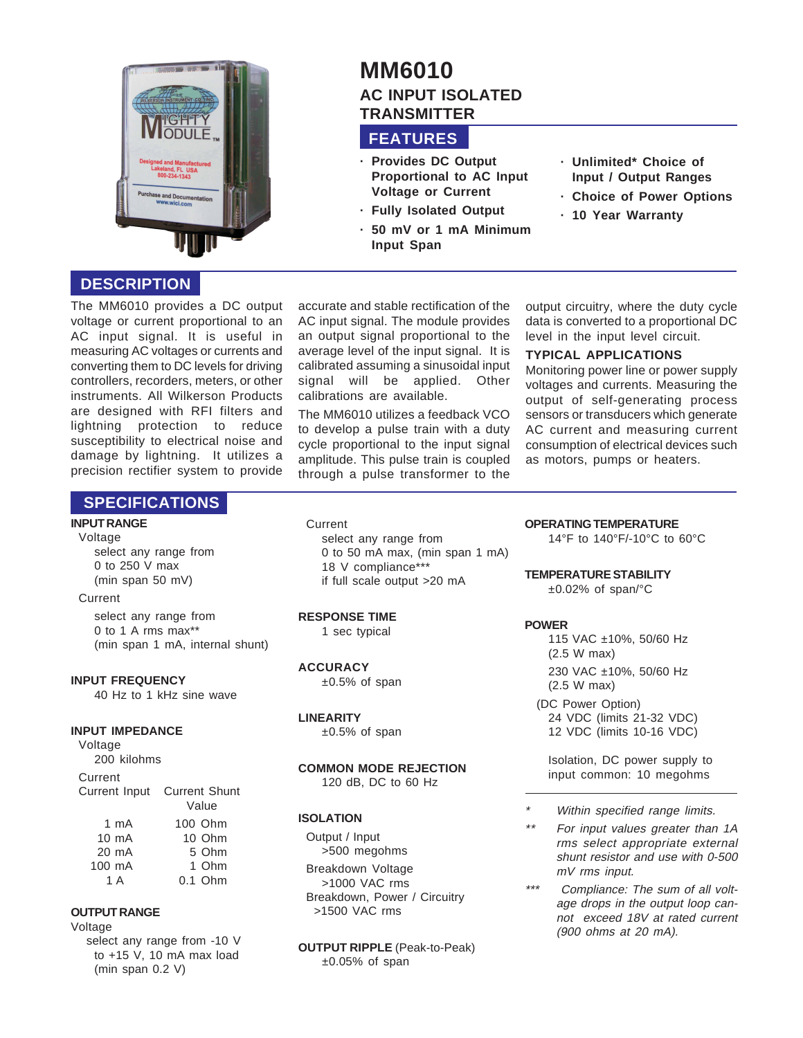# MM6010

## AC INPUT ISOLATED TRANSMITTER

## FEATURES

- Provides DC Output Proportional to AC Input Voltage or Current
- Fully Isolated Output
- 50 mV or 1 mA Minimum Input Span
- Unlimited* Choice of Input / Output Ranges
- Choice of Power Options
- 10 Year Warranty

## DESCRIPTION

The MM6010 provides a DC output voltage or current proportional to an AC input signal. It is useful in measuring AC voltages or currents and converting them to DC levels for driving controllers, recorders, meters, or other instruments. All Wilkerson Products are designed with RFI filters and lightning protection to reduce susceptibility to electrical noise and damage by lightning. It utilizes a precision rectifier system to provide accurate and stable rectification of the AC input signal. The module provides an output signal proportional to the average level of the input signal. It is calibrated assuming a sinusoidal input signal will be applied. Other calibrations are available.

The MM6010 utilizes a feedback VCO to develop a pulse train with a duty cycle proportional to the input signal amplitude. This pulse train is coupled through a pulse transformer to the output circuitry, where the duty cycle data is converted to a proportional DC level in the input level circuit.

### TYPICAL APPLICATIONS

Monitoring power line or power supply voltages and currents. Measuring the output of self-generating process sensors or transducers which generate AC current and measuring current consumption of electrical devices such as motors, pumps or heaters.

## SPECIFICATIONS

**INPUT RANGE**

Voltage
select any range from
0 to 250 V max
(min span 50 mV)

Current
select any range from
0 to 1 A rms max**
(min span 1 mA, internal shunt)

**INPUT FREQUENCY**

40 Hz to 1 kHz sine wave

**INPUT IMPEDANCE**

Voltage
200 kilohms

Current

| Current Input | Current Shunt Value |
|---|---|
| 1 mA | 100 Ohm |
| 10 mA | 10 Ohm |
| 20 mA | 5 Ohm |
| 100 mA | 1 Ohm |
| 1 A | 0.1 Ohm |

**OUTPUT RANGE**

Voltage
select any range from -10 V to +15 V, 10 mA max load
(min span 0.2 V)

Current
select any range from
0 to 50 mA max, (min span 1 mA)
18 V compliance***
if full scale output >20 mA

**RESPONSE TIME**

1 sec typical

**ACCURACY**

±0.5% of span

**LINEARITY**

±0.5% of span

**COMMON MODE REJECTION**

120 dB, DC to 60 Hz

**ISOLATION**

Output / Input
>500 megohms
Breakdown Voltage
>1000 VAC rms
Breakdown, Power / Circuitry
>1500 VAC rms

**OUTPUT RIPPLE** (Peak-to-Peak)

±0.05% of span

**OPERATING TEMPERATURE**

14°F to 140°F/-10°C to 60°C

**TEMPERATURE STABILITY**

±0.02% of span/°C

**POWER**

115 VAC ±10%, 50/60 Hz
(2.5 W max)
230 VAC ±10%, 50/60 Hz
(2.5 W max)
(DC Power Option)
24 VDC (limits 21-32 VDC)
12 VDC (limits 10-16 VDC)

Isolation, DC power supply to input common: 10 megohms

---

\* *Within specified range limits.*

\** *For input values greater than 1A rms select appropriate external shunt resistor and use with 0-500 mV rms input.*

\*** *Compliance: The sum of all voltage drops in the output loop cannot exceed 18V at rated current (900 ohms at 20 mA).*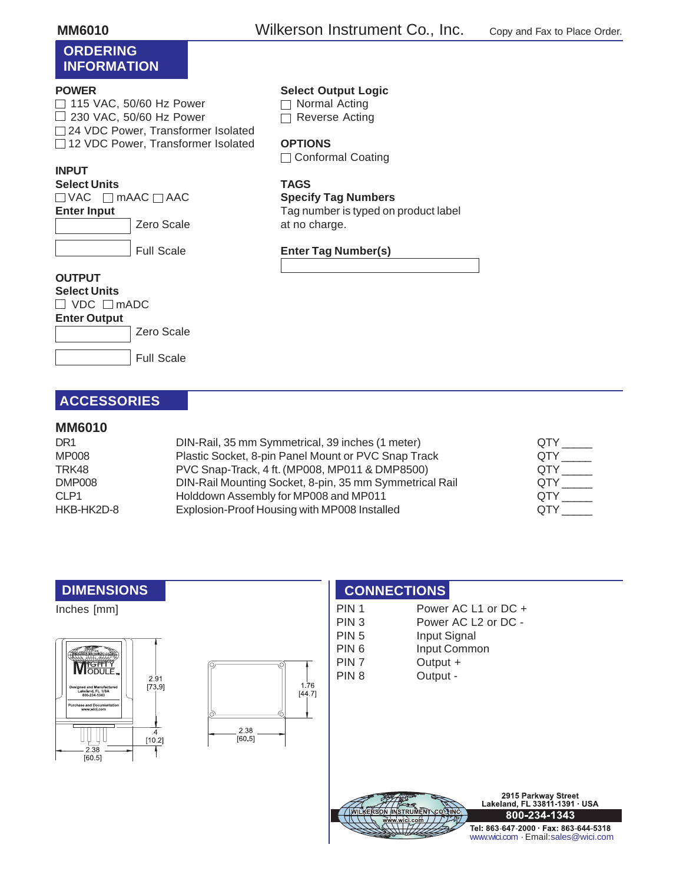## ORDERING INFORMATION

### POWER

- ☐ 115 VAC, 50/60 Hz Power
- ☐ 230 VAC, 50/60 Hz Power
- ☐ 24 VDC Power, Transformer Isolated
- ☐ 12 VDC Power, Transformer Isolated

### INPUT

**Select Units**

☐ VAC ☐ mAAC ☐ AAC

**Enter Input**

_______ Zero Scale

_______ Full Scale

### OUTPUT

**Select Units**

☐ VDC ☐ mADC

**Enter Output**

_______ Zero Scale

_______ Full Scale

### Select Output Logic

- ☐ Normal Acting
- ☐ Reverse Acting

### OPTIONS

- ☐ Conformal Coating

### TAGS

**Specify Tag Numbers**

Tag number is typed on product label at no charge.

**Enter Tag Number(s)**

_______________

## ACCESSORIES

### MM6010

| | | |
|---|---|---|
| DR1 | DIN-Rail, 35 mm Symmetrical, 39 inches (1 meter) | QTY _____ |
| MP008 | Plastic Socket, 8-pin Panel Mount or PVC Snap Track | QTY _____ |
| TRK48 | PVC Snap-Track, 4 ft. (MP008, MP011 & DMP8500) | QTY _____ |
| DMP008 | DIN-Rail Mounting Socket, 8-pin, 35 mm Symmetrical Rail | QTY _____ |
| CLP1 | Holddown Assembly for MP008 and MP011 | QTY _____ |
| HKB-HK2D-8 | Explosion-Proof Housing with MP008 Installed | QTY _____ |

## DIMENSIONS

Inches [mm]

2.91
[73.9]

.4
[10.2]

2.38
[60.5]

1.76
[44.7]

2.38
[60.5]

## CONNECTIONS

| | |
|---|---|
| PIN 1 | Power AC L1 or DC + |
| PIN 3 | Power AC L2 or DC - |
| PIN 5 | Input Signal |
| PIN 6 | Input Common |
| PIN 7 | Output + |
| PIN 8 | Output - |

WILKERSON INSTRUMENT CO., INC.
www.wici.com

2915 Parkway Street
Lakeland, FL 33811-1391 · USA
800-234-1343
Tel: 863-647-2000 · Fax: 863-644-5318
www.wici.com · Email: sales@wici.com